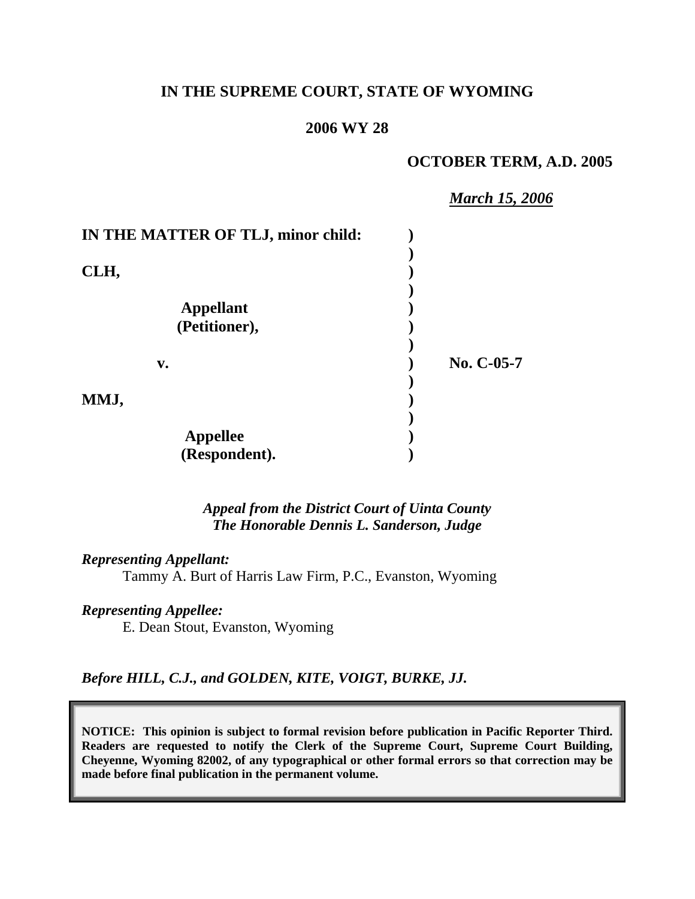**IN THE SUPREME COURT, STATE OF WYOMING**

**2006 WY 28**

**OCTOBER TERM, A.D. 2005**

***March 15, 2006***

| | | |
|---|---|---|
| **IN THE MATTER OF TLJ, minor child:** | **)** | |
| | **)** | |
| **CLH,** | **)** | |
| | **)** | |
| **Appellant** | **)** | |
| **(Petitioner),** | **)** | |
| | **)** | |
| **v.** | **)** | **No. C-05-7** |
| | **)** | |
| **MMJ,** | **)** | |
| | **)** | |
| **Appellee** | **)** | |
| **(Respondent).** | **)** | |

***Appeal from the District Court of Uinta County***
***The Honorable Dennis L. Sanderson, Judge***

***Representing Appellant:***
Tammy A. Burt of Harris Law Firm, P.C., Evanston, Wyoming

***Representing Appellee:***
E. Dean Stout, Evanston, Wyoming

***Before HILL, C.J., and GOLDEN, KITE, VOIGT, BURKE, JJ.***

**NOTICE: This opinion is subject to formal revision before publication in Pacific Reporter Third. Readers are requested to notify the Clerk of the Supreme Court, Supreme Court Building, Cheyenne, Wyoming 82002, of any typographical or other formal errors so that correction may be made before final publication in the permanent volume.**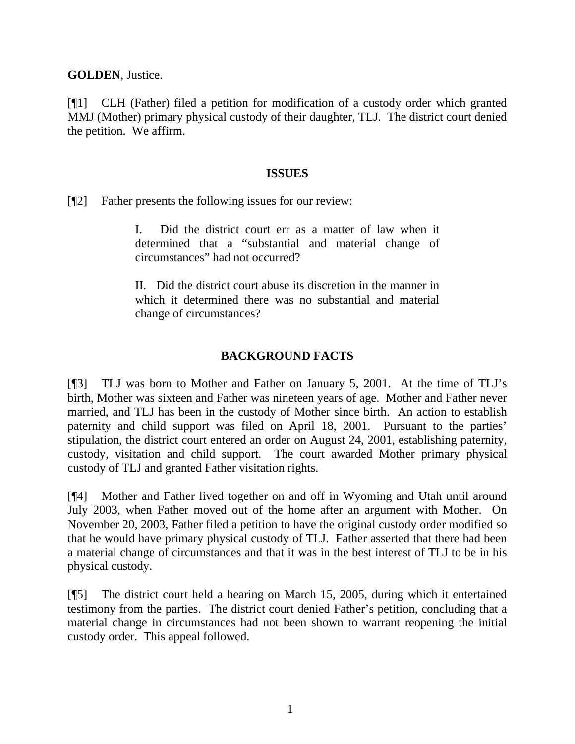**GOLDEN**, Justice.

[¶1] CLH (Father) filed a petition for modification of a custody order which granted MMJ (Mother) primary physical custody of their daughter, TLJ. The district court denied the petition. We affirm.

## ISSUES

[¶2] Father presents the following issues for our review:

> I. Did the district court err as a matter of law when it determined that a "substantial and material change of circumstances" had not occurred?
>
> II. Did the district court abuse its discretion in the manner in which it determined there was no substantial and material change of circumstances?

## BACKGROUND FACTS

[¶3] TLJ was born to Mother and Father on January 5, 2001. At the time of TLJ's birth, Mother was sixteen and Father was nineteen years of age. Mother and Father never married, and TLJ has been in the custody of Mother since birth. An action to establish paternity and child support was filed on April 18, 2001. Pursuant to the parties' stipulation, the district court entered an order on August 24, 2001, establishing paternity, custody, visitation and child support. The court awarded Mother primary physical custody of TLJ and granted Father visitation rights.

[¶4] Mother and Father lived together on and off in Wyoming and Utah until around July 2003, when Father moved out of the home after an argument with Mother. On November 20, 2003, Father filed a petition to have the original custody order modified so that he would have primary physical custody of TLJ. Father asserted that there had been a material change of circumstances and that it was in the best interest of TLJ to be in his physical custody.

[¶5] The district court held a hearing on March 15, 2005, during which it entertained testimony from the parties. The district court denied Father's petition, concluding that a material change in circumstances had not been shown to warrant reopening the initial custody order. This appeal followed.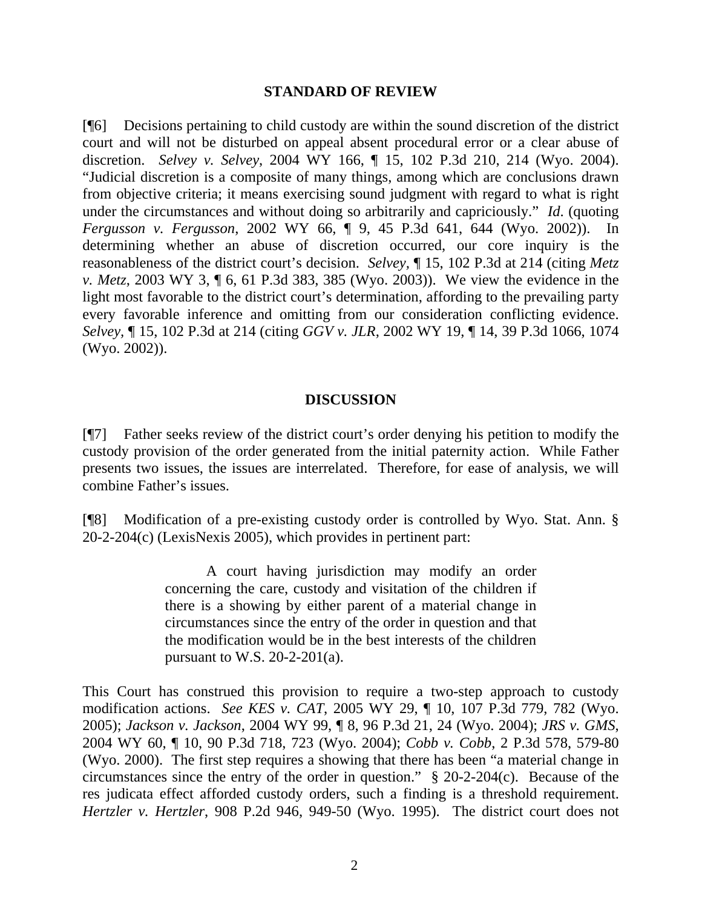## STANDARD OF REVIEW

[¶6] Decisions pertaining to child custody are within the sound discretion of the district court and will not be disturbed on appeal absent procedural error or a clear abuse of discretion. *Selvey v. Selvey*, 2004 WY 166, ¶ 15, 102 P.3d 210, 214 (Wyo. 2004). "Judicial discretion is a composite of many things, among which are conclusions drawn from objective criteria; it means exercising sound judgment with regard to what is right under the circumstances and without doing so arbitrarily and capriciously." *Id.* (quoting *Fergusson v. Fergusson*, 2002 WY 66, ¶ 9, 45 P.3d 641, 644 (Wyo. 2002)). In determining whether an abuse of discretion occurred, our core inquiry is the reasonableness of the district court's decision. *Selvey*, ¶ 15, 102 P.3d at 214 (citing *Metz v. Metz*, 2003 WY 3, ¶ 6, 61 P.3d 383, 385 (Wyo. 2003)). We view the evidence in the light most favorable to the district court's determination, affording to the prevailing party every favorable inference and omitting from our consideration conflicting evidence. *Selvey*, ¶ 15, 102 P.3d at 214 (citing *GGV v. JLR*, 2002 WY 19, ¶ 14, 39 P.3d 1066, 1074 (Wyo. 2002)).

## DISCUSSION

[¶7] Father seeks review of the district court's order denying his petition to modify the custody provision of the order generated from the initial paternity action. While Father presents two issues, the issues are interrelated. Therefore, for ease of analysis, we will combine Father's issues.

[¶8] Modification of a pre-existing custody order is controlled by Wyo. Stat. Ann. § 20-2-204(c) (LexisNexis 2005), which provides in pertinent part:

> A court having jurisdiction may modify an order concerning the care, custody and visitation of the children if there is a showing by either parent of a material change in circumstances since the entry of the order in question and that the modification would be in the best interests of the children pursuant to W.S. 20-2-201(a).

This Court has construed this provision to require a two-step approach to custody modification actions. *See KES v. CAT*, 2005 WY 29, ¶ 10, 107 P.3d 779, 782 (Wyo. 2005); *Jackson v. Jackson*, 2004 WY 99, ¶ 8, 96 P.3d 21, 24 (Wyo. 2004); *JRS v. GMS*, 2004 WY 60, ¶ 10, 90 P.3d 718, 723 (Wyo. 2004); *Cobb v. Cobb*, 2 P.3d 578, 579-80 (Wyo. 2000). The first step requires a showing that there has been "a material change in circumstances since the entry of the order in question." § 20-2-204(c). Because of the res judicata effect afforded custody orders, such a finding is a threshold requirement. *Hertzler v. Hertzler*, 908 P.2d 946, 949-50 (Wyo. 1995). The district court does not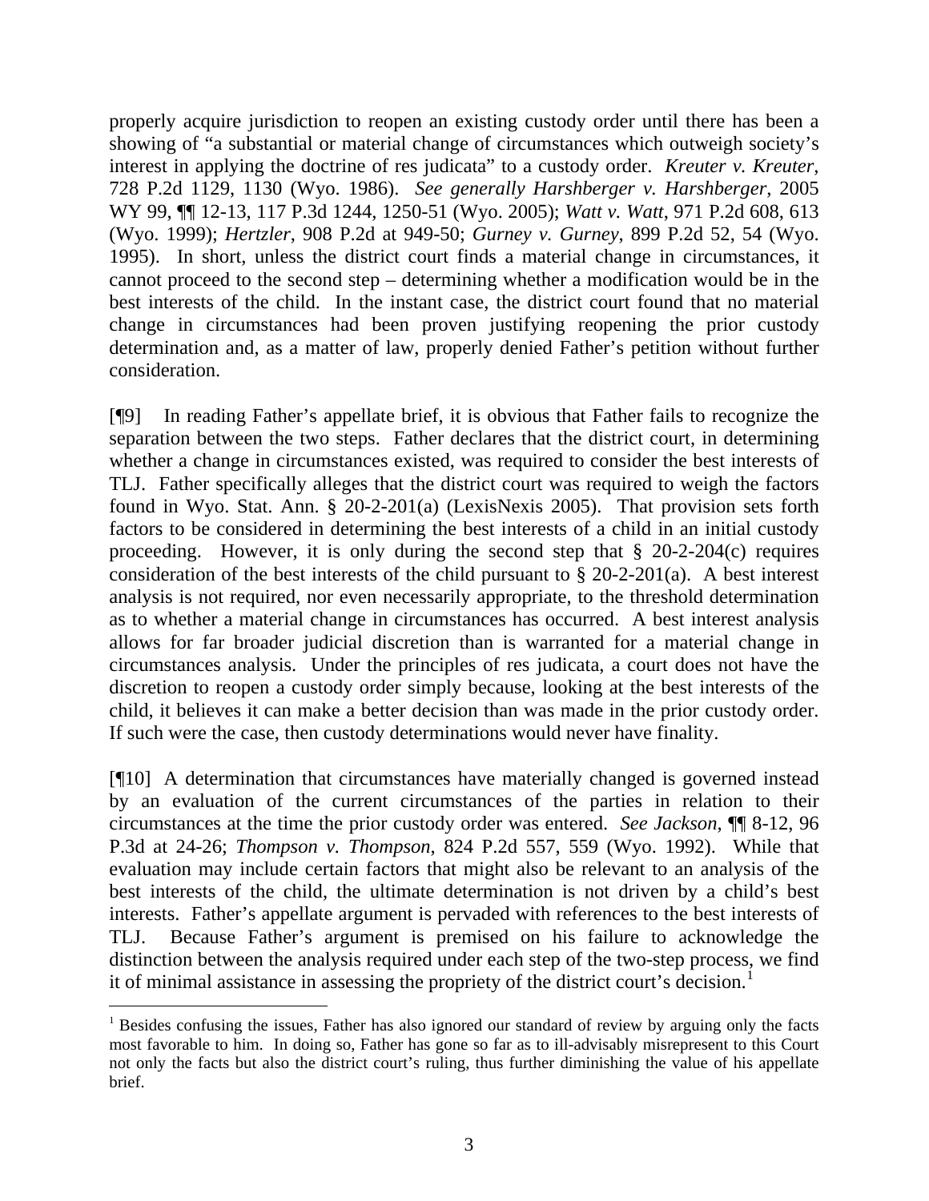properly acquire jurisdiction to reopen an existing custody order until there has been a showing of "a substantial or material change of circumstances which outweigh society's interest in applying the doctrine of res judicata" to a custody order. *Kreuter v. Kreuter*, 728 P.2d 1129, 1130 (Wyo. 1986). *See generally Harshberger v. Harshberger*, 2005 WY 99, ¶¶ 12-13, 117 P.3d 1244, 1250-51 (Wyo. 2005); *Watt v. Watt*, 971 P.2d 608, 613 (Wyo. 1999); *Hertzler*, 908 P.2d at 949-50; *Gurney v. Gurney*, 899 P.2d 52, 54 (Wyo. 1995). In short, unless the district court finds a material change in circumstances, it cannot proceed to the second step – determining whether a modification would be in the best interests of the child. In the instant case, the district court found that no material change in circumstances had been proven justifying reopening the prior custody determination and, as a matter of law, properly denied Father's petition without further consideration.

[¶9] In reading Father's appellate brief, it is obvious that Father fails to recognize the separation between the two steps. Father declares that the district court, in determining whether a change in circumstances existed, was required to consider the best interests of TLJ. Father specifically alleges that the district court was required to weigh the factors found in Wyo. Stat. Ann. § 20-2-201(a) (LexisNexis 2005). That provision sets forth factors to be considered in determining the best interests of a child in an initial custody proceeding. However, it is only during the second step that § 20-2-204(c) requires consideration of the best interests of the child pursuant to § 20-2-201(a). A best interest analysis is not required, nor even necessarily appropriate, to the threshold determination as to whether a material change in circumstances has occurred. A best interest analysis allows for far broader judicial discretion than is warranted for a material change in circumstances analysis. Under the principles of res judicata, a court does not have the discretion to reopen a custody order simply because, looking at the best interests of the child, it believes it can make a better decision than was made in the prior custody order. If such were the case, then custody determinations would never have finality.

[¶10] A determination that circumstances have materially changed is governed instead by an evaluation of the current circumstances of the parties in relation to their circumstances at the time the prior custody order was entered. *See Jackson*, ¶¶ 8-12, 96 P.3d at 24-26; *Thompson v. Thompson*, 824 P.2d 557, 559 (Wyo. 1992). While that evaluation may include certain factors that might also be relevant to an analysis of the best interests of the child, the ultimate determination is not driven by a child's best interests. Father's appellate argument is pervaded with references to the best interests of TLJ. Because Father's argument is premised on his failure to acknowledge the distinction between the analysis required under each step of the two-step process, we find it of minimal assistance in assessing the propriety of the district court's decision.[1]

[1] Besides confusing the issues, Father has also ignored our standard of review by arguing only the facts most favorable to him. In doing so, Father has gone so far as to ill-advisably misrepresent to this Court not only the facts but also the district court's ruling, thus further diminishing the value of his appellate brief.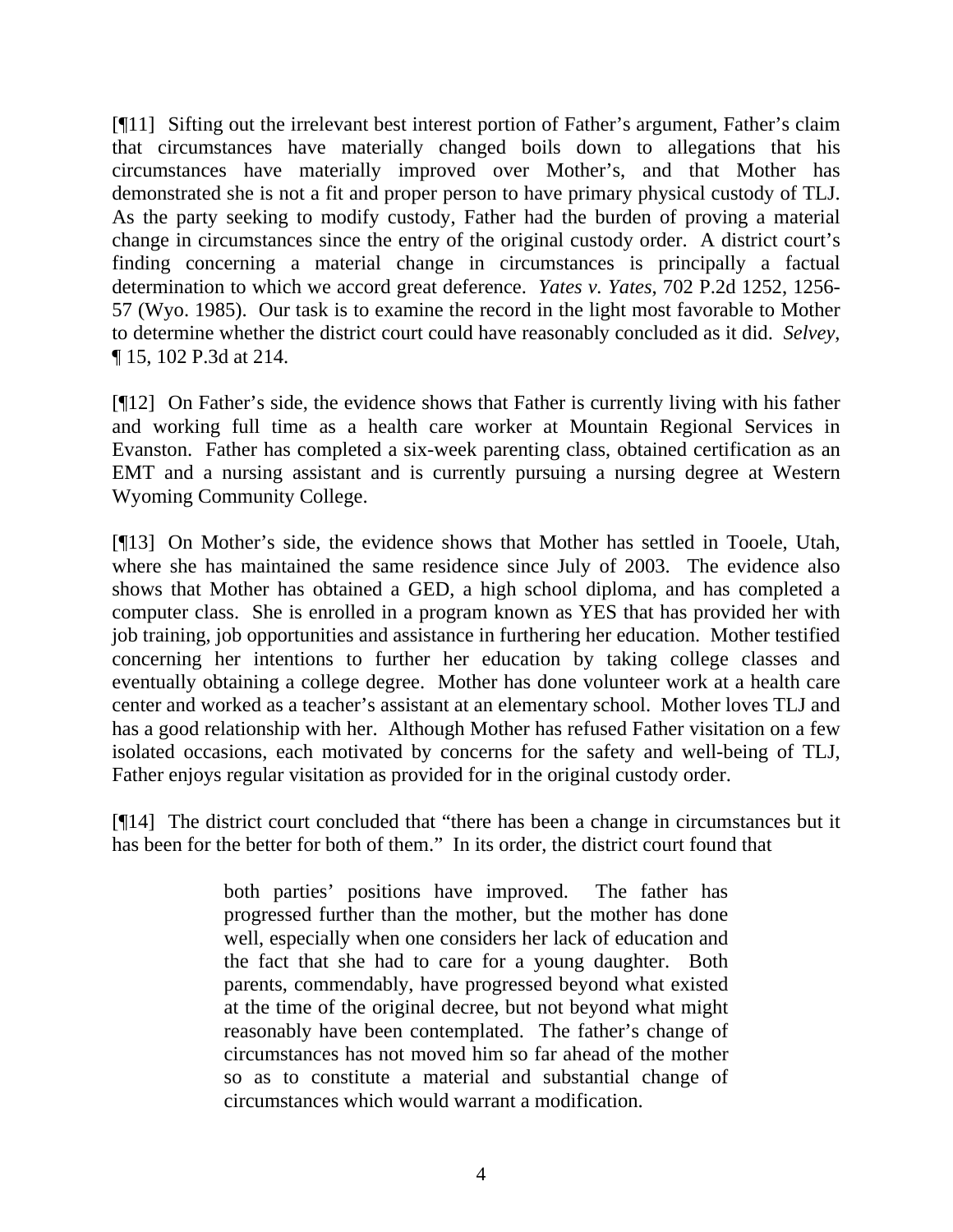[¶11] Sifting out the irrelevant best interest portion of Father's argument, Father's claim that circumstances have materially changed boils down to allegations that his circumstances have materially improved over Mother's, and that Mother has demonstrated she is not a fit and proper person to have primary physical custody of TLJ. As the party seeking to modify custody, Father had the burden of proving a material change in circumstances since the entry of the original custody order. A district court's finding concerning a material change in circumstances is principally a factual determination to which we accord great deference. *Yates v. Yates*, 702 P.2d 1252, 1256-57 (Wyo. 1985). Our task is to examine the record in the light most favorable to Mother to determine whether the district court could have reasonably concluded as it did. *Selvey*, ¶ 15, 102 P.3d at 214.

[¶12] On Father's side, the evidence shows that Father is currently living with his father and working full time as a health care worker at Mountain Regional Services in Evanston. Father has completed a six-week parenting class, obtained certification as an EMT and a nursing assistant and is currently pursuing a nursing degree at Western Wyoming Community College.

[¶13] On Mother's side, the evidence shows that Mother has settled in Tooele, Utah, where she has maintained the same residence since July of 2003. The evidence also shows that Mother has obtained a GED, a high school diploma, and has completed a computer class. She is enrolled in a program known as YES that has provided her with job training, job opportunities and assistance in furthering her education. Mother testified concerning her intentions to further her education by taking college classes and eventually obtaining a college degree. Mother has done volunteer work at a health care center and worked as a teacher's assistant at an elementary school. Mother loves TLJ and has a good relationship with her. Although Mother has refused Father visitation on a few isolated occasions, each motivated by concerns for the safety and well-being of TLJ, Father enjoys regular visitation as provided for in the original custody order.

[¶14] The district court concluded that "there has been a change in circumstances but it has been for the better for both of them." In its order, the district court found that

> both parties' positions have improved. The father has progressed further than the mother, but the mother has done well, especially when one considers her lack of education and the fact that she had to care for a young daughter. Both parents, commendably, have progressed beyond what existed at the time of the original decree, but not beyond what might reasonably have been contemplated. The father's change of circumstances has not moved him so far ahead of the mother so as to constitute a material and substantial change of circumstances which would warrant a modification.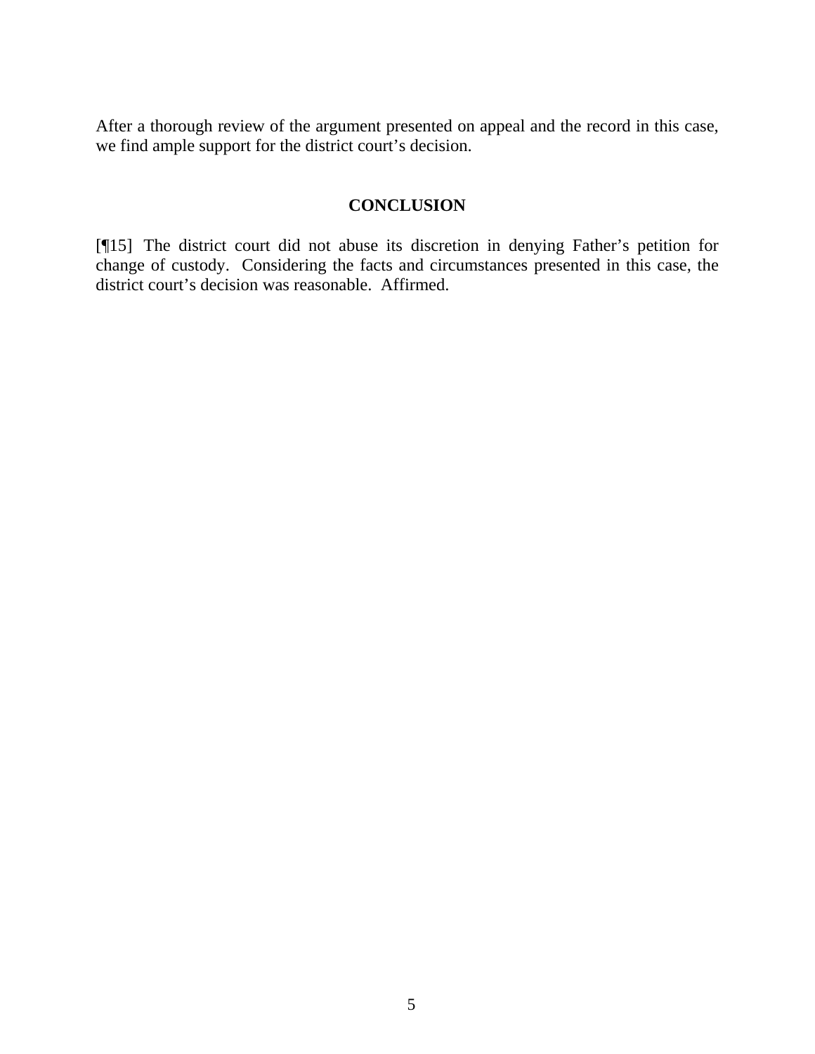After a thorough review of the argument presented on appeal and the record in this case, we find ample support for the district court's decision.

## CONCLUSION

[¶15] The district court did not abuse its discretion in denying Father's petition for change of custody. Considering the facts and circumstances presented in this case, the district court's decision was reasonable. Affirmed.